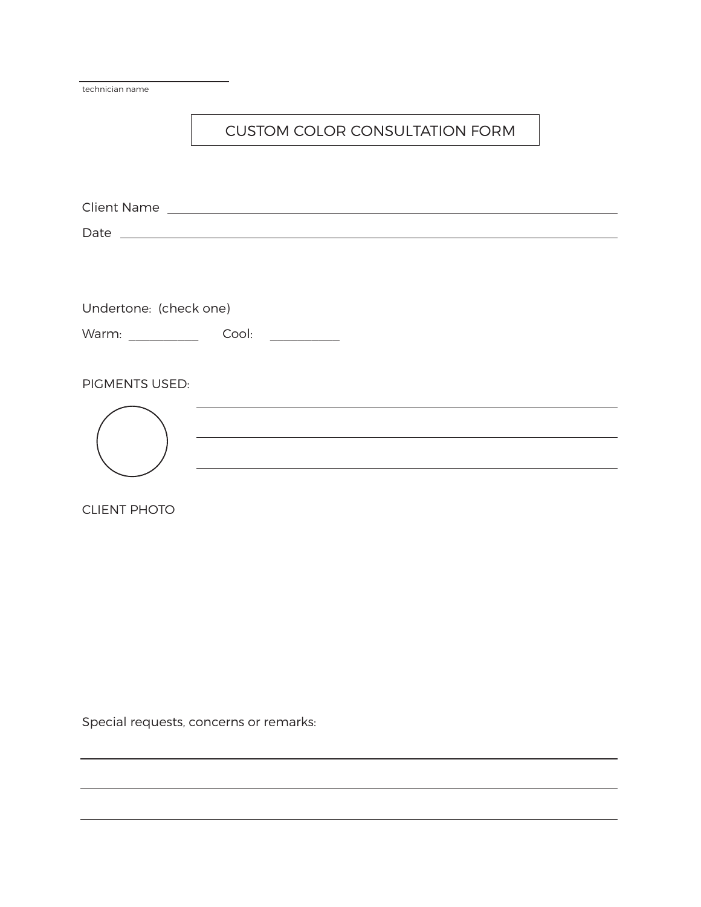_______________________
technician name

# CUSTOM COLOR CONSULTATION FORM

Client Name ____________________________________________

Date ____________________________________________

Undertone: (check one)

Warm: ___________ Cool: ___________

PIGMENTS USED:

____________________________________________

____________________________________________

____________________________________________

CLIENT PHOTO

Special requests, concerns or remarks:

____________________________________________

____________________________________________

____________________________________________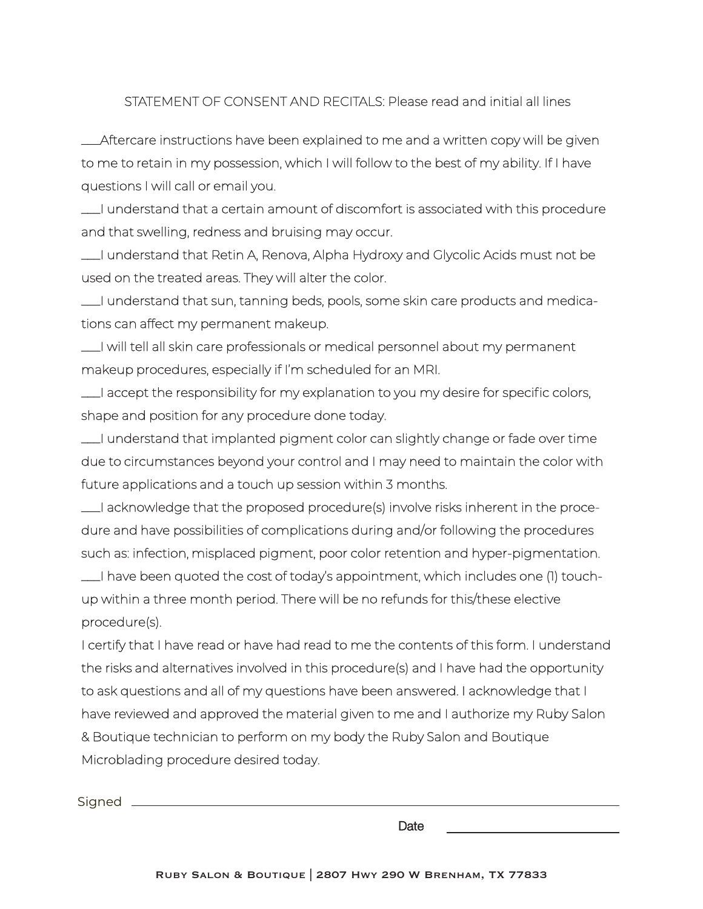STATEMENT OF CONSENT AND RECITALS: Please read and initial all lines

___Aftercare instructions have been explained to me and a written copy will be given to me to retain in my possession, which I will follow to the best of my ability. If I have questions I will call or email you.

___I understand that a certain amount of discomfort is associated with this procedure and that swelling, redness and bruising may occur.

___I understand that Retin A, Renova, Alpha Hydroxy and Glycolic Acids must not be used on the treated areas. They will alter the color.

___I understand that sun, tanning beds, pools, some skin care products and medications can affect my permanent makeup.

___I will tell all skin care professionals or medical personnel about my permanent makeup procedures, especially if I'm scheduled for an MRI.

___I accept the responsibility for my explanation to you my desire for specific colors, shape and position for any procedure done today.

___I understand that implanted pigment color can slightly change or fade over time due to circumstances beyond your control and I may need to maintain the color with future applications and a touch up session within 3 months.

___I acknowledge that the proposed procedure(s) involve risks inherent in the procedure and have possibilities of complications during and/or following the procedures such as: infection, misplaced pigment, poor color retention and hyper-pigmentation.

___I have been quoted the cost of today's appointment, which includes one (1) touch-up within a three month period. There will be no refunds for this/these elective procedure(s).

I certify that I have read or have had read to me the contents of this form. I understand the risks and alternatives involved in this procedure(s) and I have had the opportunity to ask questions and all of my questions have been answered. I acknowledge that I have reviewed and approved the material given to me and I authorize my Ruby Salon & Boutique technician to perform on my body the Ruby Salon and Boutique Microblading procedure desired today.

Signed ________________________________________________

Date ____________________

RUBY SALON & BOUTIQUE | 2807 HWY 290 W BRENHAM, TX 77833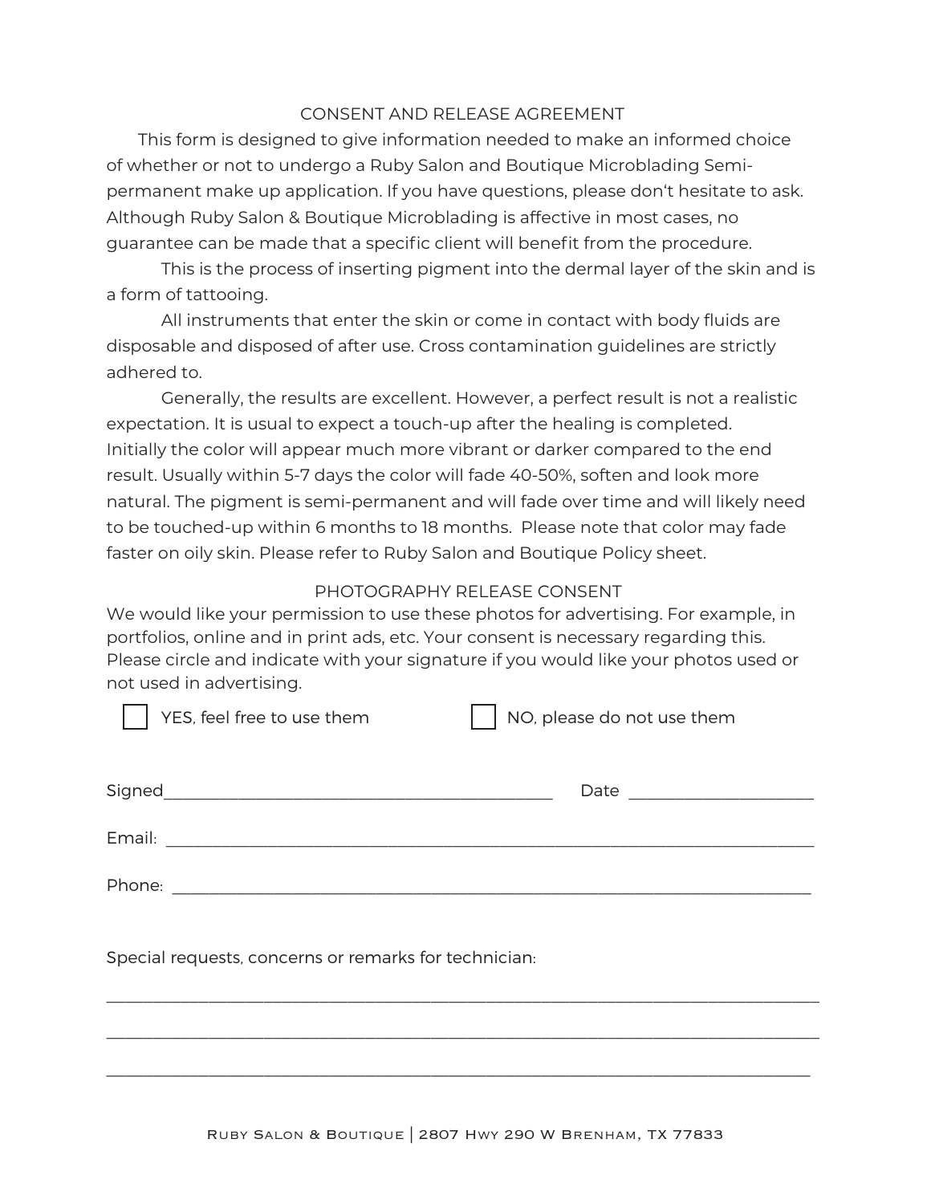## CONSENT AND RELEASE AGREEMENT

This form is designed to give information needed to make an informed choice of whether or not to undergo a Ruby Salon and Boutique Microblading Semi-permanent make up application. If you have questions, please don't hesitate to ask. Although Ruby Salon & Boutique Microblading is affective in most cases, no guarantee can be made that a specific client will benefit from the procedure.

This is the process of inserting pigment into the dermal layer of the skin and is a form of tattooing.

All instruments that enter the skin or come in contact with body fluids are disposable and disposed of after use. Cross contamination guidelines are strictly adhered to.

Generally, the results are excellent. However, a perfect result is not a realistic expectation. It is usual to expect a touch-up after the healing is completed. Initially the color will appear much more vibrant or darker compared to the end result. Usually within 5-7 days the color will fade 40-50%, soften and look more natural. The pigment is semi-permanent and will fade over time and will likely need to be touched-up within 6 months to 18 months. Please note that color may fade faster on oily skin. Please refer to Ruby Salon and Boutique Policy sheet.

## PHOTOGRAPHY RELEASE CONSENT

We would like your permission to use these photos for advertising. For example, in portfolios, online and in print ads, etc. Your consent is necessary regarding this. Please circle and indicate with your signature if you would like your photos used or not used in advertising.

☐ YES, feel free to use them ☐ NO, please do not use them

Signed_______________________________________ Date ___________________

Email: _______________________________________________________________

Phone: _______________________________________________________________

Special requests, concerns or remarks for technician:

_____________________________________________________________________

_____________________________________________________________________

_____________________________________________________________________

Ruby Salon & Boutique | 2807 Hwy 290 W Brenham, TX 77833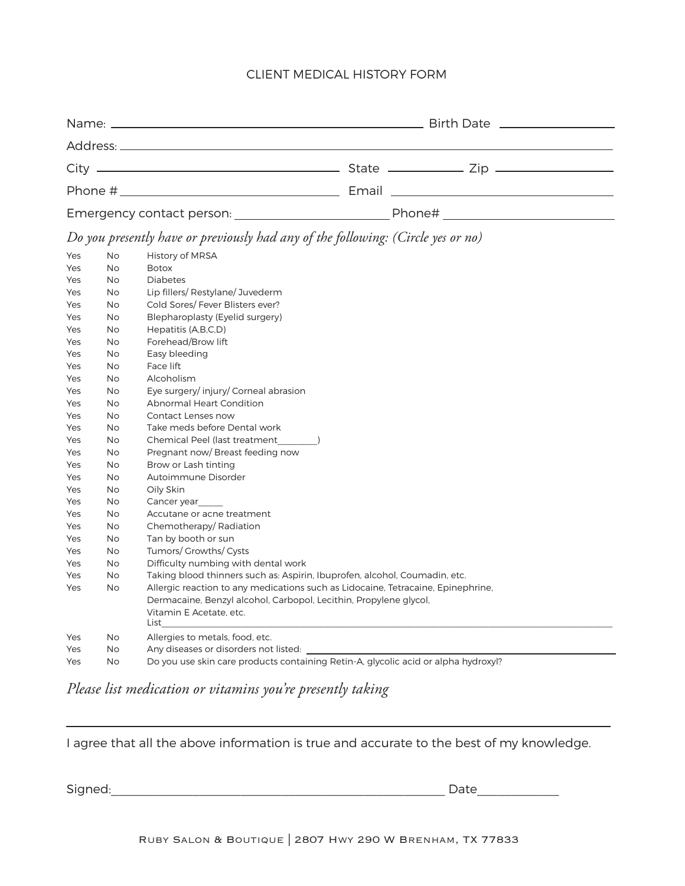# CLIENT MEDICAL HISTORY FORM

Name: ______________________________ Birth Date ______________

Address: ______________________________________________

City ______________________ State __________ Zip ______________

Phone # ______________________ Email ______________________

Emergency contact person: ________________ Phone# ________________

*Do you presently have or previously had any of the following: (Circle yes or no)*

| | | |
|---|---|---|
| Yes | No | History of MRSA |
| Yes | No | Botox |
| Yes | No | Diabetes |
| Yes | No | Lip fillers/ Restylane/ Juvederm |
| Yes | No | Cold Sores/ Fever Blisters ever? |
| Yes | No | Blepharoplasty (Eyelid surgery) |
| Yes | No | Hepatitis (A,B,C,D) |
| Yes | No | Forehead/Brow lift |
| Yes | No | Easy bleeding |
| Yes | No | Face lift |
| Yes | No | Alcoholism |
| Yes | No | Eye surgery/ injury/ Corneal abrasion |
| Yes | No | Abnormal Heart Condition |
| Yes | No | Contact Lenses now |
| Yes | No | Take meds before Dental work |
| Yes | No | Chemical Peel (last treatment________) |
| Yes | No | Pregnant now/ Breast feeding now |
| Yes | No | Brow or Lash tinting |
| Yes | No | Autoimmune Disorder |
| Yes | No | Oily Skin |
| Yes | No | Cancer year_____ |
| Yes | No | Accutane or acne treatment |
| Yes | No | Chemotherapy/ Radiation |
| Yes | No | Tan by booth or sun |
| Yes | No | Tumors/ Growths/ Cysts |
| Yes | No | Difficulty numbing with dental work |
| Yes | No | Taking blood thinners such as: Aspirin, Ibuprofen, alcohol, Coumadin, etc. |
| Yes | No | Allergic reaction to any medications such as Lidocaine, Tetracaine, Epinephrine, Dermacaine, Benzyl alcohol, Carbopol, Lecithin, Propylene glycol, Vitamin E Acetate, etc. List________________________________ |
| Yes | No | Allergies to metals, food, etc. |
| Yes | No | Any diseases or disorders not listed: ________________________ |
| Yes | No | Do you use skin care products containing Retin-A, glycolic acid or alpha hydroxyl? |

*Please list medication or vitamins you're presently taking*

______________________________________________

I agree that all the above information is true and accurate to the best of my knowledge.

Signed:________________________________________ Date____________

Ruby Salon & Boutique | 2807 Hwy 290 W Brenham, TX 77833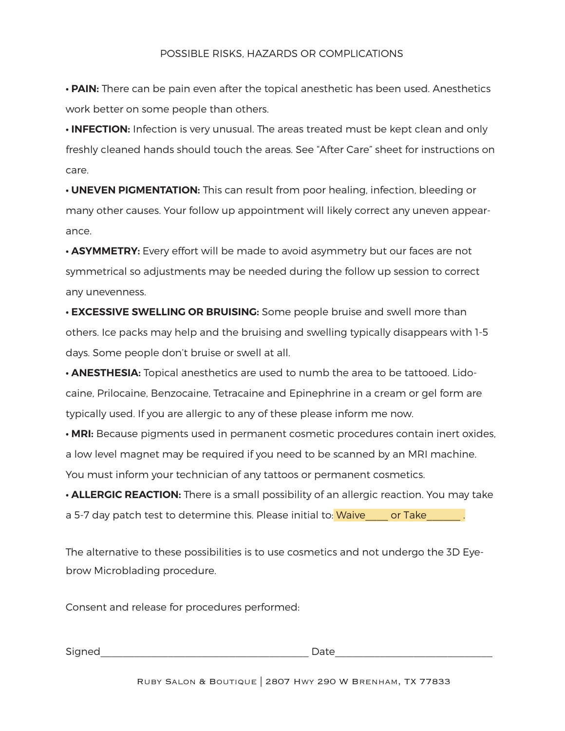## POSSIBLE RISKS, HAZARDS OR COMPLICATIONS

- **PAIN:** There can be pain even after the topical anesthetic has been used. Anesthetics work better on some people than others.
- **INFECTION:** Infection is very unusual. The areas treated must be kept clean and only freshly cleaned hands should touch the areas. See "After Care" sheet for instructions on care.
- **UNEVEN PIGMENTATION:** This can result from poor healing, infection, bleeding or many other causes. Your follow up appointment will likely correct any uneven appearance.
- **ASYMMETRY:** Every effort will be made to avoid asymmetry but our faces are not symmetrical so adjustments may be needed during the follow up session to correct any unevenness.
- **EXCESSIVE SWELLING OR BRUISING:** Some people bruise and swell more than others. Ice packs may help and the bruising and swelling typically disappears with 1-5 days. Some people don't bruise or swell at all.
- **ANESTHESIA:** Topical anesthetics are used to numb the area to be tattooed. Lidocaine, Prilocaine, Benzocaine, Tetracaine and Epinephrine in a cream or gel form are typically used. If you are allergic to any of these please inform me now.
- **MRI:** Because pigments used in permanent cosmetic procedures contain inert oxides, a low level magnet may be required if you need to be scanned by an MRI machine. You must inform your technician of any tattoos or permanent cosmetics.
- **ALLERGIC REACTION:** There is a small possibility of an allergic reaction. You may take a 5-7 day patch test to determine this. Please initial to: Waive____ or Take______ .

The alternative to these possibilities is to use cosmetics and not undergo the 3D Eyebrow Microblading procedure.

Consent and release for procedures performed:

Signed_______________________________________ Date_____________________________

Ruby Salon & Boutique | 2807 Hwy 290 W Brenham, TX 77833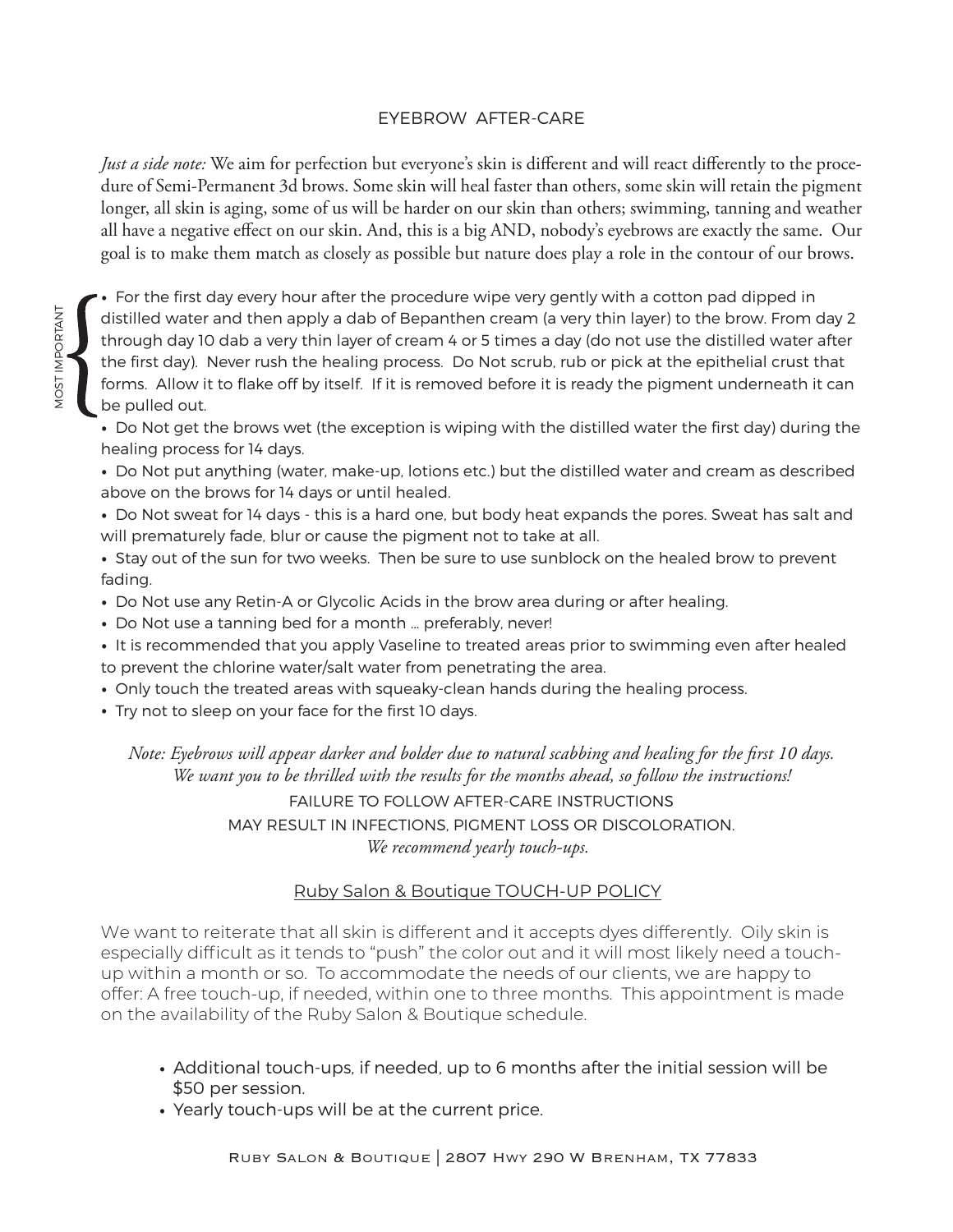# EYEBROW AFTER-CARE

*Just a side note:* We aim for perfection but everyone's skin is different and will react differently to the procedure of Semi-Permanent 3d brows. Some skin will heal faster than others, some skin will retain the pigment longer, all skin is aging, some of us will be harder on our skin than others; swimming, tanning and weather all have a negative effect on our skin. And, this is a big AND, nobody's eyebrows are exactly the same. Our goal is to make them match as closely as possible but nature does play a role in the contour of our brows.

MOST IMPORTANT

- For the first day every hour after the procedure wipe very gently with a cotton pad dipped in distilled water and then apply a dab of Bepanthen cream (a very thin layer) to the brow. From day 2 through day 10 dab a very thin layer of cream 4 or 5 times a day (do not use the distilled water after the first day). Never rush the healing process. Do Not scrub, rub or pick at the epithelial crust that forms. Allow it to flake off by itself. If it is removed before it is ready the pigment underneath it can be pulled out.
- Do Not get the brows wet (the exception is wiping with the distilled water the first day) during the healing process for 14 days.
- Do Not put anything (water, make-up, lotions etc.) but the distilled water and cream as described above on the brows for 14 days or until healed.
- Do Not sweat for 14 days - this is a hard one, but body heat expands the pores. Sweat has salt and will prematurely fade, blur or cause the pigment not to take at all.
- Stay out of the sun for two weeks. Then be sure to use sunblock on the healed brow to prevent fading.
- Do Not use any Retin-A or Glycolic Acids in the brow area during or after healing.
- Do Not use a tanning bed for a month ... preferably, never!
- It is recommended that you apply Vaseline to treated areas prior to swimming even after healed to prevent the chlorine water/salt water from penetrating the area.
- Only touch the treated areas with squeaky-clean hands during the healing process.
- Try not to sleep on your face for the first 10 days.

*Note: Eyebrows will appear darker and bolder due to natural scabbing and healing for the first 10 days. We want you to be thrilled with the results for the months ahead, so follow the instructions!*

FAILURE TO FOLLOW AFTER-CARE INSTRUCTIONS
MAY RESULT IN INFECTIONS, PIGMENT LOSS OR DISCOLORATION.

*We recommend yearly touch-ups.*

## Ruby Salon & Boutique TOUCH-UP POLICY

We want to reiterate that all skin is different and it accepts dyes differently. Oily skin is especially difficult as it tends to "push" the color out and it will most likely need a touch-up within a month or so. To accommodate the needs of our clients, we are happy to offer: A free touch-up, if needed, within one to three months. This appointment is made on the availability of the Ruby Salon & Boutique schedule.

- Additional touch-ups, if needed, up to 6 months after the initial session will be $50 per session.
- Yearly touch-ups will be at the current price.

Ruby Salon & Boutique | 2807 Hwy 290 W Brenham, TX 77833